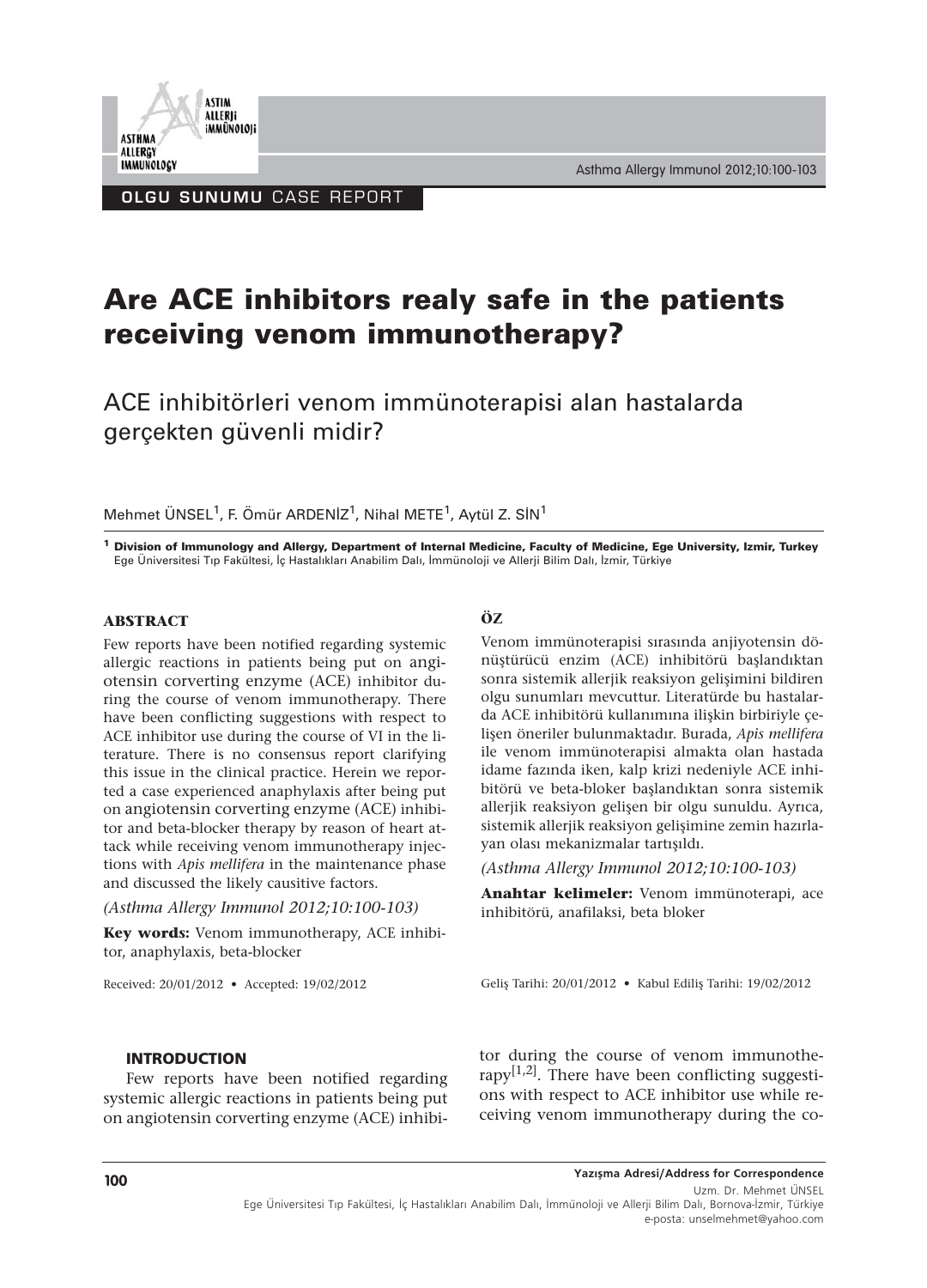OLGU SUNUMU CASE REPORT

# Are ACE inhibitors realy safe in the patients receiving venom immunotherapy?

## ACE inhibitörleri venom immünoterapisi alan hastalarda gerçekten güvenli midir?

Mehmet ÜNSEL[1], F. Ömür ARDENİZ[1], Nihal METE[1], Aytül Z. SİN[1]

[1] **Division of Immunology and Allergy, Department of Internal Medicine, Faculty of Medicine, Ege University, Izmir, Turkey**
Ege Üniversitesi Tıp Fakültesi, İç Hastalıkları Anabilim Dalı, İmmünoloji ve Allerji Bilim Dalı, İzmir, Türkiye

### ABSTRACT

Few reports have been notified regarding systemic allergic reactions in patients being put on angiotensin corverting enzyme (ACE) inhibitor during the course of venom immunotherapy. There have been conflicting suggestions with respect to ACE inhibitor use during the course of VI in the literature. There is no consensus report clarifying this issue in the clinical practice. Herein we reported a case experienced anaphylaxis after being put on angiotensin corverting enzyme (ACE) inhibitor and beta-blocker therapy by reason of heart attack while receiving venom immunotherapy injections with *Apis mellifera* in the maintenance phase and discussed the likely causitive factors.

*(Asthma Allergy Immunol 2012;10:100-103)*

**Key words:** Venom immunotherapy, ACE inhibitor, anaphylaxis, beta-blocker

Received: 20/01/2012 • Accepted: 19/02/2012

### ÖZ

Venom immünoterapisi sırasında anjiyotensin dönüştürücü enzim (ACE) inhibitörü başlandıktan sonra sistemik allerjik reaksiyon gelişimini bildiren olgu sunumları mevcuttur. Literatürde bu hastalarda ACE inhibitörü kullanımına ilişkin birbiriyle çelişen öneriler bulunmaktadır. Burada, *Apis mellifera* ile venom immünoterapisi almakta olan hastada idame fazında iken, kalp krizi nedeniyle ACE inhibitörü ve beta-bloker başlandıktan sonra sistemik allerjik reaksiyon gelişen bir olgu sunuldu. Ayrıca, sistemik allerjik reaksiyon gelişimine zemin hazırlayan olası mekanizmalar tartışıldı.

*(Asthma Allergy Immunol 2012;10:100-103)*

**Anahtar kelimeler:** Venom immünoterapi, ace inhibitörü, anafilaksi, beta bloker

Geliş Tarihi: 20/01/2012 • Kabul Ediliş Tarihi: 19/02/2012

### INTRODUCTION

Few reports have been notified regarding systemic allergic reactions in patients being put on angiotensin corverting enzyme (ACE) inhibitor during the course of venom immunotherapy[1,2]. There have been conflicting suggestions with respect to ACE inhibitor use while receiving venom immunotherapy during the co-

**Yazışma Adresi/Address for Correspondence**
Uzm. Dr. Mehmet ÜNSEL
Ege Üniversitesi Tıp Fakültesi, İç Hastalıkları Anabilim Dalı, İmmünoloji ve Allerji Bilim Dalı, Bornova-İzmir, Türkiye
e-posta: unselmehmet@yahoo.com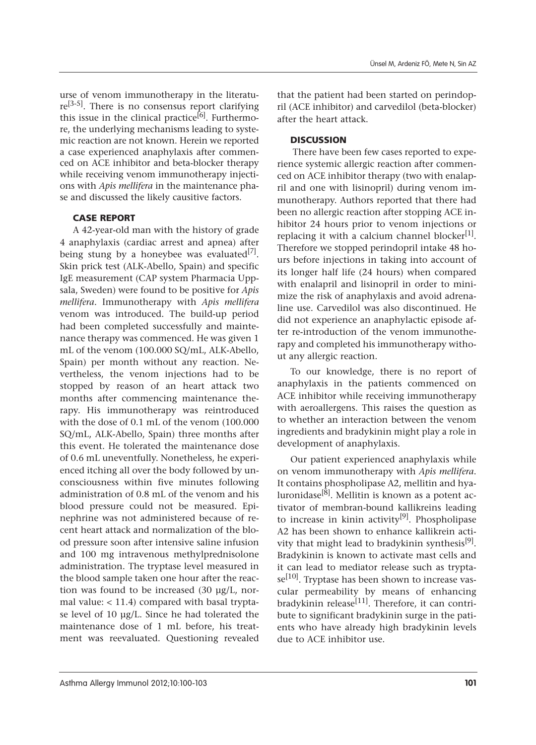urse of venom immunotherapy in the literature[3-5]. There is no consensus report clarifying this issue in the clinical practice[6]. Furthermore, the underlying mechanisms leading to systemic reaction are not known. Herein we reported a case experienced anaphylaxis after commenced on ACE inhibitor and beta-blocker therapy while receiving venom immunotherapy injections with *Apis mellifera* in the maintenance phase and discussed the likely causitive factors.

## CASE REPORT

A 42-year-old man with the history of grade 4 anaphylaxis (cardiac arrest and apnea) after being stung by a honeybee was evaluated[7]. Skin prick test (ALK-Abello, Spain) and specific IgE measurement (CAP system Pharmacia Uppsala, Sweden) were found to be positive for *Apis mellifera*. Immunotherapy with *Apis mellifera* venom was introduced. The build-up period had been completed successfully and maintenance therapy was commenced. He was given 1 mL of the venom (100.000 SQ/mL, ALK-Abello, Spain) per month without any reaction. Nevertheless, the venom injections had to be stopped by reason of an heart attack two months after commencing maintenance therapy. His immunotherapy was reintroduced with the dose of 0.1 mL of the venom (100.000 SQ/mL, ALK-Abello, Spain) three months after this event. He tolerated the maintenance dose of 0.6 mL uneventfully. Nonetheless, he experienced itching all over the body followed by unconsciousness within five minutes following administration of 0.8 mL of the venom and his blood pressure could not be measured. Epinephrine was not administered because of recent heart attack and normalization of the blood pressure soon after intensive saline infusion and 100 mg intravenous methylprednisolone administration. The tryptase level measured in the blood sample taken one hour after the reaction was found to be increased (30 µg/L, normal value: < 11.4) compared with basal tryptase level of 10 µg/L. Since he had tolerated the maintenance dose of 1 mL before, his treatment was reevaluated. Questioning revealed that the patient had been started on perindopril (ACE inhibitor) and carvedilol (beta-blocker) after the heart attack.

## DISCUSSION

There have been few cases reported to experience systemic allergic reaction after commenced on ACE inhibitor therapy (two with enalapril and one with lisinopril) during venom immunotherapy. Authors reported that there had been no allergic reaction after stopping ACE inhibitor 24 hours prior to venom injections or replacing it with a calcium channel blocker[1]. Therefore we stopped perindopril intake 48 hours before injections in taking into account of its longer half life (24 hours) when compared with enalapril and lisinopril in order to minimize the risk of anaphylaxis and avoid adrenaline use. Carvedilol was also discontinued. He did not experience an anaphylactic episode after re-introduction of the venom immunotherapy and completed his immunotherapy without any allergic reaction.

To our knowledge, there is no report of anaphylaxis in the patients commenced on ACE inhibitor while receiving immunotherapy with aeroallergens. This raises the question as to whether an interaction between the venom ingredients and bradykinin might play a role in development of anaphylaxis.

Our patient experienced anaphylaxis while on venom immunotherapy with *Apis mellifera*. It contains phospholipase A2, mellitin and hyaluronidase[8]. Mellitin is known as a potent activator of membran-bound kallikreins leading to increase in kinin activity[9]. Phospholipase A2 has been shown to enhance kallikrein activity that might lead to bradykinin synthesis[9]. Bradykinin is known to activate mast cells and it can lead to mediator release such as tryptase[10]. Tryptase has been shown to increase vascular permeability by means of enhancing bradykinin release[11]. Therefore, it can contribute to significant bradykinin surge in the patients who have already high bradykinin levels due to ACE inhibitor use.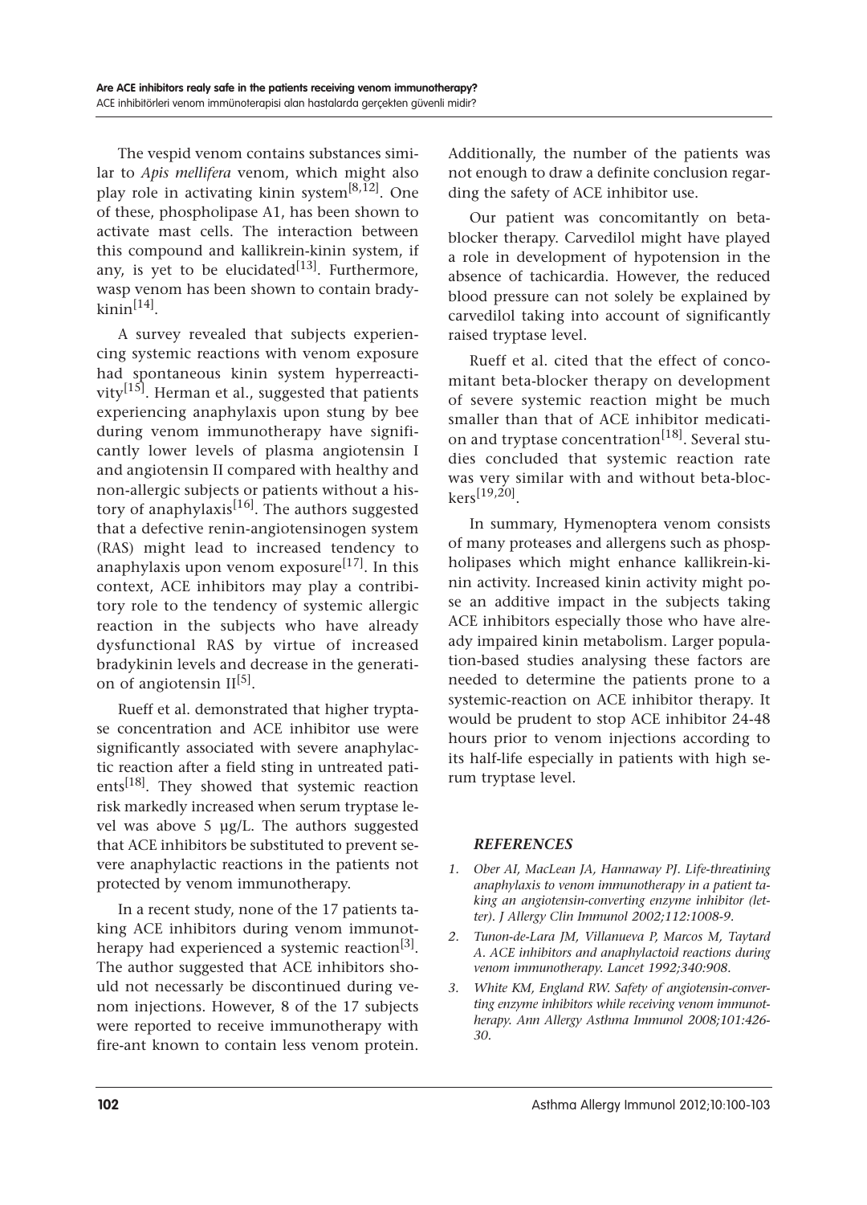The vespid venom contains substances similar to *Apis mellifera* venom, which might also play role in activating kinin system[8,12]. One of these, phospholipase A1, has been shown to activate mast cells. The interaction between this compound and kallikrein-kinin system, if any, is yet to be elucidated[13]. Furthermore, wasp venom has been shown to contain bradykinin[14].

A survey revealed that subjects experiencing systemic reactions with venom exposure had spontaneous kinin system hyperreactivity[15]. Herman et al., suggested that patients experiencing anaphylaxis upon stung by bee during venom immunotherapy have significantly lower levels of plasma angiotensin I and angiotensin II compared with healthy and non-allergic subjects or patients without a history of anaphylaxis[16]. The authors suggested that a defective renin-angiotensinogen system (RAS) might lead to increased tendency to anaphylaxis upon venom exposure[17]. In this context, ACE inhibitors may play a contribitory role to the tendency of systemic allergic reaction in the subjects who have already dysfunctional RAS by virtue of increased bradykinin levels and decrease in the generation of angiotensin II[5].

Rueff et al. demonstrated that higher tryptase concentration and ACE inhibitor use were significantly associated with severe anaphylactic reaction after a field sting in untreated patients[18]. They showed that systemic reaction risk markedly increased when serum tryptase level was above 5 µg/L. The authors suggested that ACE inhibitors be substituted to prevent severe anaphylactic reactions in the patients not protected by venom immunotherapy.

In a recent study, none of the 17 patients taking ACE inhibitors during venom immunotherapy had experienced a systemic reaction[3]. The author suggested that ACE inhibitors should not necessarly be discontinued during venom injections. However, 8 of the 17 subjects were reported to receive immunotherapy with fire-ant known to contain less venom protein. Additionally, the number of the patients was not enough to draw a definite conclusion regarding the safety of ACE inhibitor use.

Our patient was concomitantly on beta-blocker therapy. Carvedilol might have played a role in development of hypotension in the absence of tachicardia. However, the reduced blood pressure can not solely be explained by carvedilol taking into account of significantly raised tryptase level.

Rueff et al. cited that the effect of concomitant beta-blocker therapy on development of severe systemic reaction might be much smaller than that of ACE inhibitor medication and tryptase concentration[18]. Several studies concluded that systemic reaction rate was very similar with and without beta-blockers[19,20].

In summary, Hymenoptera venom consists of many proteases and allergens such as phospholipases which might enhance kallikrein-kinin activity. Increased kinin activity might pose an additive impact in the subjects taking ACE inhibitors especially those who have already impaired kinin metabolism. Larger population-based studies analysing these factors are needed to determine the patients prone to a systemic-reaction on ACE inhibitor therapy. It would be prudent to stop ACE inhibitor 24-48 hours prior to venom injections according to its half-life especially in patients with high serum tryptase level.

## *REFERENCES*

1. *Ober AI, MacLean JA, Hannaway PJ. Life-threatining anaphylaxis to venom immunotherapy in a patient taking an angiotensin-converting enzyme inhibitor (letter). J Allergy Clin Immunol 2002;112:1008-9.*
2. *Tunon-de-Lara JM, Villanueva P, Marcos M, Taytard A. ACE inhibitors and anaphylactoid reactions during venom immunotherapy. Lancet 1992;340:908.*
3. *White KM, England RW. Safety of angiotensin-converting enzyme inhibitors while receiving venom immunotherapy. Ann Allergy Asthma Immunol 2008;101:426-30.*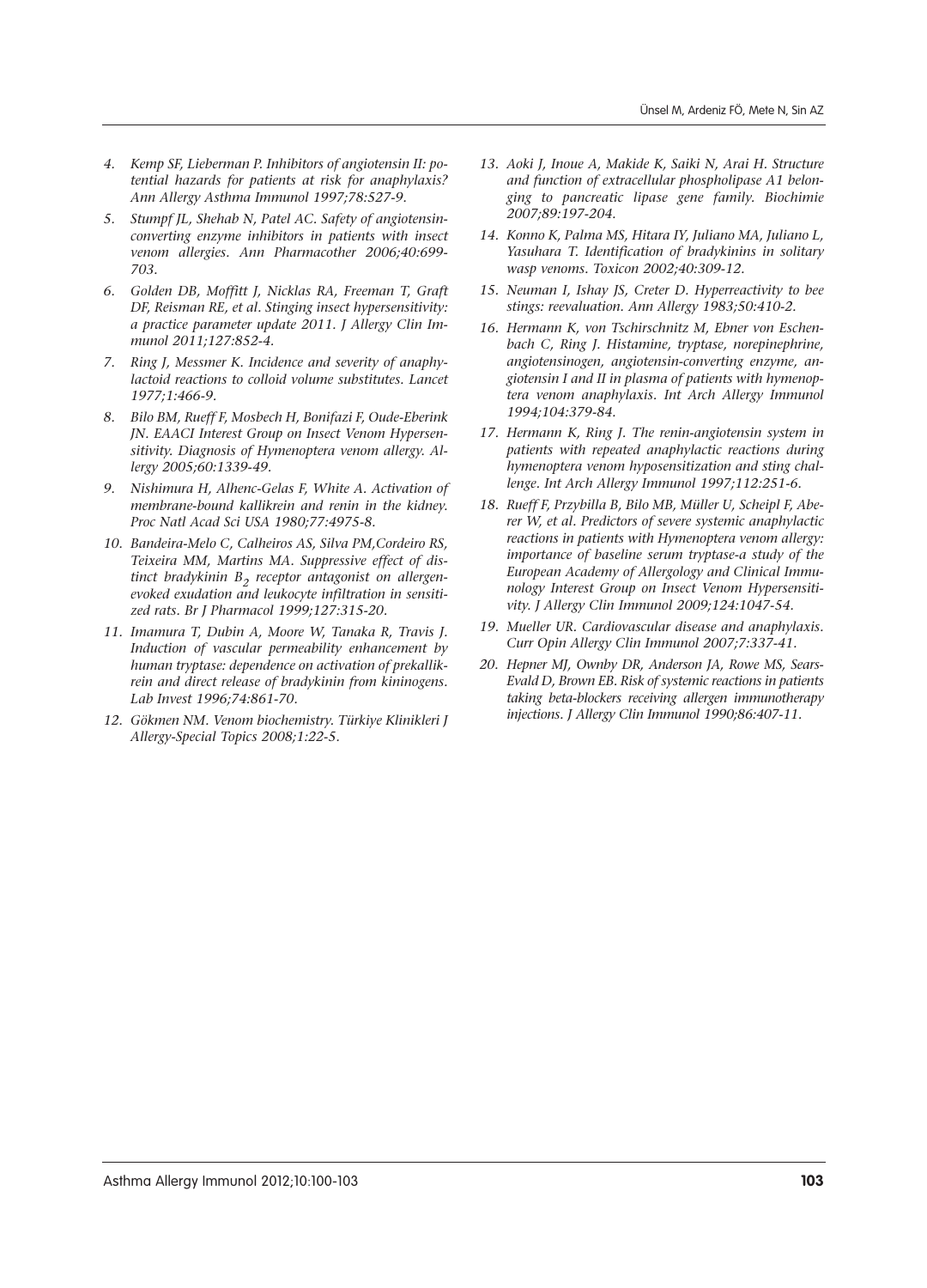4. *Kemp SF, Lieberman P. Inhibitors of angiotensin II: potential hazards for patients at risk for anaphylaxis? Ann Allergy Asthma Immunol 1997;78:527-9.*
5. *Stumpf JL, Shehab N, Patel AC. Safety of angiotensin-converting enzyme inhibitors in patients with insect venom allergies. Ann Pharmacother 2006;40:699-703.*
6. *Golden DB, Moffitt J, Nicklas RA, Freeman T, Graft DF, Reisman RE, et al. Stinging insect hypersensitivity: a practice parameter update 2011. J Allergy Clin Immunol 2011;127:852-4.*
7. *Ring J, Messmer K. Incidence and severity of anaphylactoid reactions to colloid volume substitutes. Lancet 1977;1:466-9.*
8. *Bilo BM, Rueff F, Mosbech H, Bonifazi F, Oude-Eberink JN. EAACI Interest Group on Insect Venom Hypersensitivity. Diagnosis of Hymenoptera venom allergy. Allergy 2005;60:1339-49.*
9. *Nishimura H, Alhenc-Gelas F, White A. Activation of membrane-bound kallikrein and renin in the kidney. Proc Natl Acad Sci USA 1980;77:4975-8.*
10. *Bandeira-Melo C, Calheiros AS, Silva PM,Cordeiro RS, Teixeira MM, Martins MA. Suppressive effect of distinct bradykinin $B_2$ receptor antagonist on allergen-evoked exudation and leukocyte infiltration in sensitized rats. Br J Pharmacol 1999;127:315-20.*
11. *Imamura T, Dubin A, Moore W, Tanaka R, Travis J. Induction of vascular permeability enhancement by human tryptase: dependence on activation of prekallikrein and direct release of bradykinin from kininogens. Lab Invest 1996;74:861-70.*
12. *Gökmen NM. Venom biochemistry. Türkiye Klinikleri J Allergy-Special Topics 2008;1:22-5.*
13. *Aoki J, Inoue A, Makide K, Saiki N, Arai H. Structure and function of extracellular phospholipase A1 belonging to pancreatic lipase gene family. Biochimie 2007;89:197-204.*
14. *Konno K, Palma MS, Hitara IY, Juliano MA, Juliano L, Yasuhara T. Identification of bradykinins in solitary wasp venoms. Toxicon 2002;40:309-12.*
15. *Neuman I, Ishay JS, Creter D. Hyperreactivity to bee stings: reevaluation. Ann Allergy 1983;50:410-2.*
16. *Hermann K, von Tschirschnitz M, Ebner von Eschenbach C, Ring J. Histamine, tryptase, norepinephrine, angiotensinogen, angiotensin-converting enzyme, angiotensin I and II in plasma of patients with hymenoptera venom anaphylaxis. Int Arch Allergy Immunol 1994;104:379-84.*
17. *Hermann K, Ring J. The renin-angiotensin system in patients with repeated anaphylactic reactions during hymenoptera venom hyposensitization and sting challenge. Int Arch Allergy Immunol 1997;112:251-6.*
18. *Rueff F, Przybilla B, Bilo MB, Müller U, Scheipl F, Aberer W, et al. Predictors of severe systemic anaphylactic reactions in patients with Hymenoptera venom allergy: importance of baseline serum tryptase-a study of the European Academy of Allergology and Clinical Immunology Interest Group on Insect Venom Hypersensitivity. J Allergy Clin Immunol 2009;124:1047-54.*
19. *Mueller UR. Cardiovascular disease and anaphylaxis. Curr Opin Allergy Clin Immunol 2007;7:337-41.*
20. *Hepner MJ, Ownby DR, Anderson JA, Rowe MS, Sears-Evald D, Brown EB. Risk of systemic reactions in patients taking beta-blockers receiving allergen immunotherapy injections. J Allergy Clin Immunol 1990;86:407-11.*